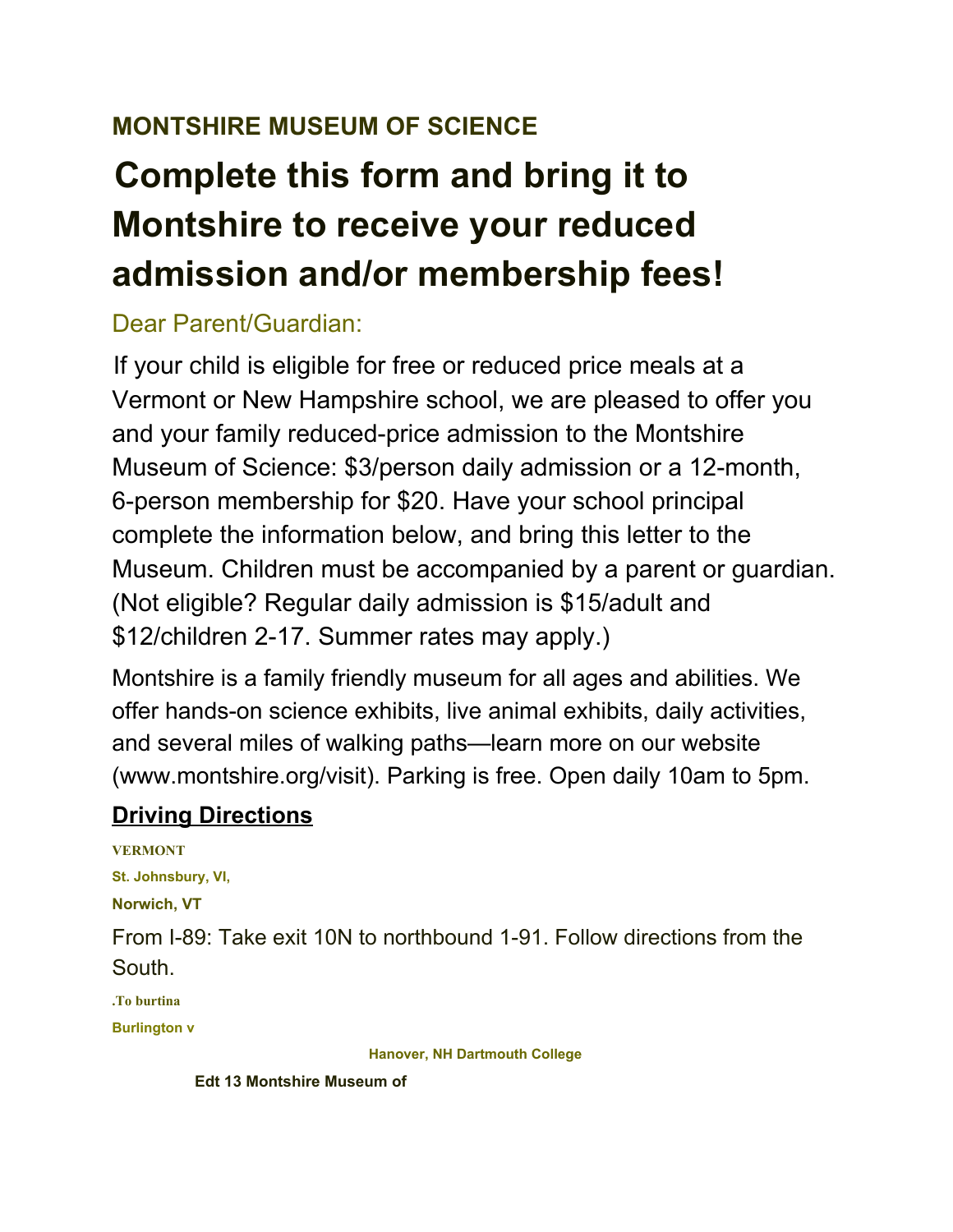**MONTSHIRE MUSEUM OF SCIENCE**

# Complete this form and bring it to Montshire to receive your reduced admission and/or membership fees!

Dear Parent/Guardian:

If your child is eligible for free or reduced price meals at a Vermont or New Hampshire school, we are pleased to offer you and your family reduced-price admission to the Montshire Museum of Science: $3/person daily admission or a 12-month, 6-person membership for $20. Have your school principal complete the information below, and bring this letter to the Museum. Children must be accompanied by a parent or guardian. (Not eligible? Regular daily admission is $15/adult and $12/children 2-17. Summer rates may apply.)

Montshire is a family friendly museum for all ages and abilities. We offer hands-on science exhibits, live animal exhibits, daily activities, and several miles of walking paths—learn more on our website (www.montshire.org/visit). Parking is free. Open daily 10am to 5pm.

## Driving Directions

**VERMONT**

**St. Johnsbury, Vl,**

**Norwich, VT**

From I-89: Take exit 10N to northbound 1-91. Follow directions from the South.

**.To burtina**

**Burlington v**

**Hanover, NH Dartmouth College**

**Edt 13 Montshire Museum of**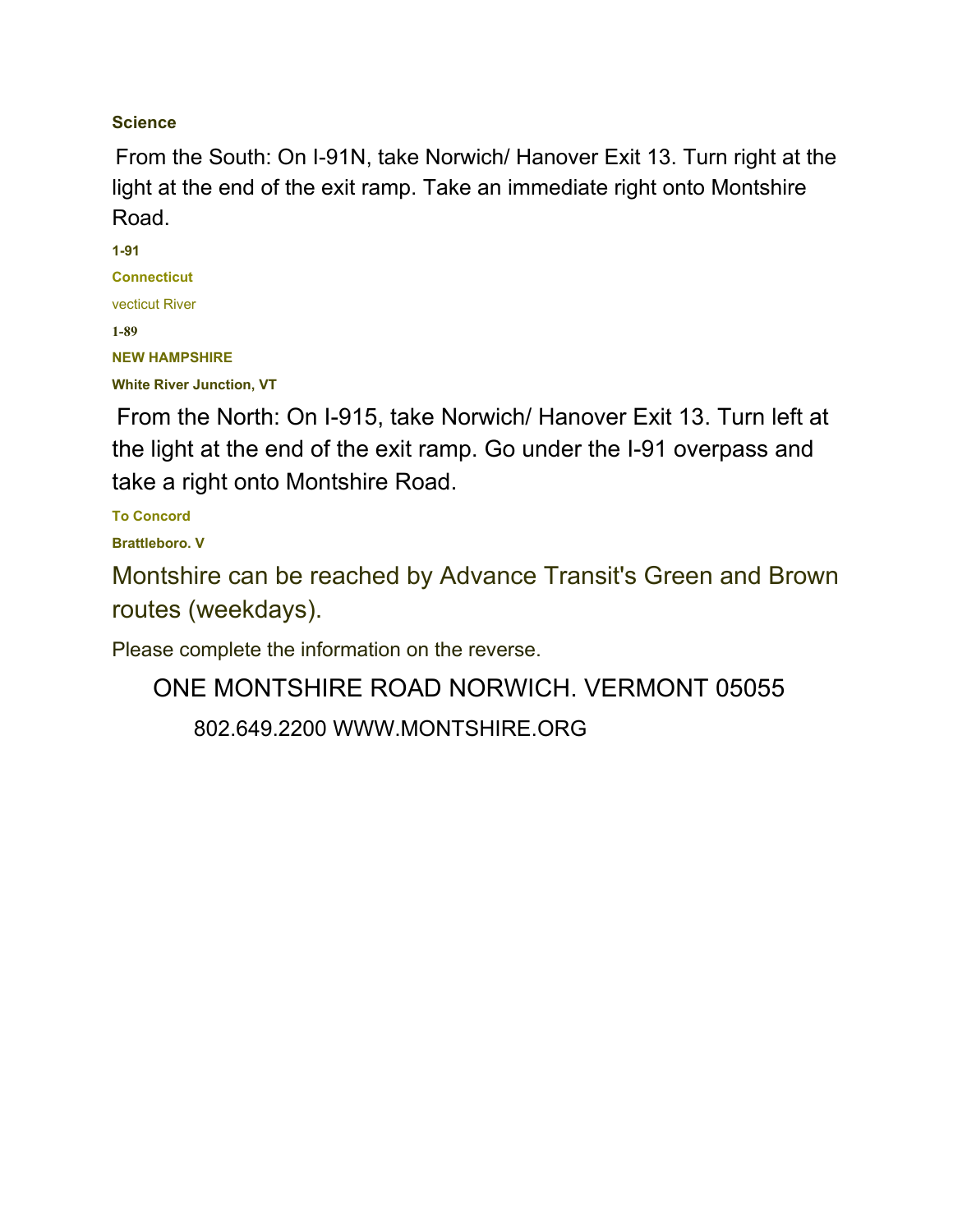**Science**

From the South: On I-91N, take Norwich/ Hanover Exit 13. Turn right at the light at the end of the exit ramp. Take an immediate right onto Montshire Road.

**1-91**

**Connecticut**

vecticut River

**1-89**

**NEW HAMPSHIRE**

**White River Junction, VT**

From the North: On I-915, take Norwich/ Hanover Exit 13. Turn left at the light at the end of the exit ramp. Go under the I-91 overpass and take a right onto Montshire Road.

**To Concord**

**Brattleboro. V**

Montshire can be reached by Advance Transit's Green and Brown routes (weekdays).

Please complete the information on the reverse.

ONE MONTSHIRE ROAD NORWICH. VERMONT 05055

802.649.2200 WWW.MONTSHIRE.ORG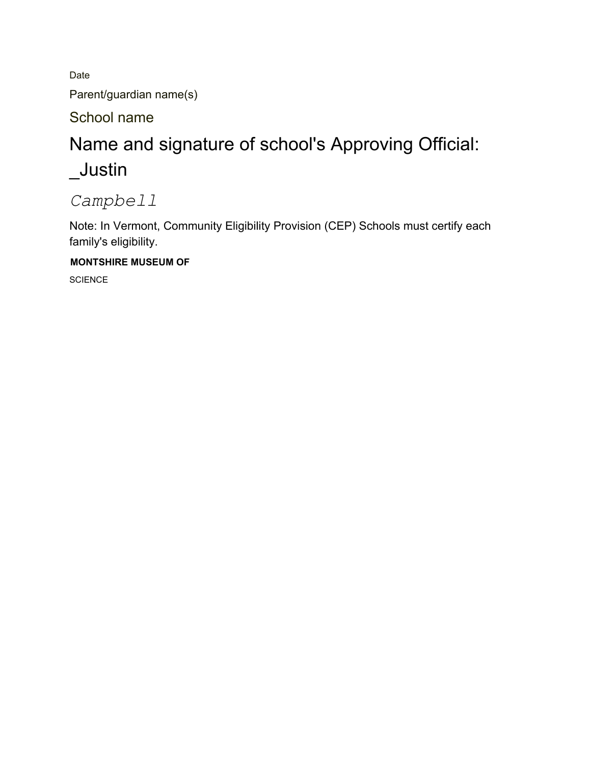Date

Parent/guardian name(s)

School name

Name and signature of school's Approving Official: _Justin

*Campbell*

Note: In Vermont, Community Eligibility Provision (CEP) Schools must certify each family's eligibility.

**MONTSHIRE MUSEUM OF**

SCIENCE